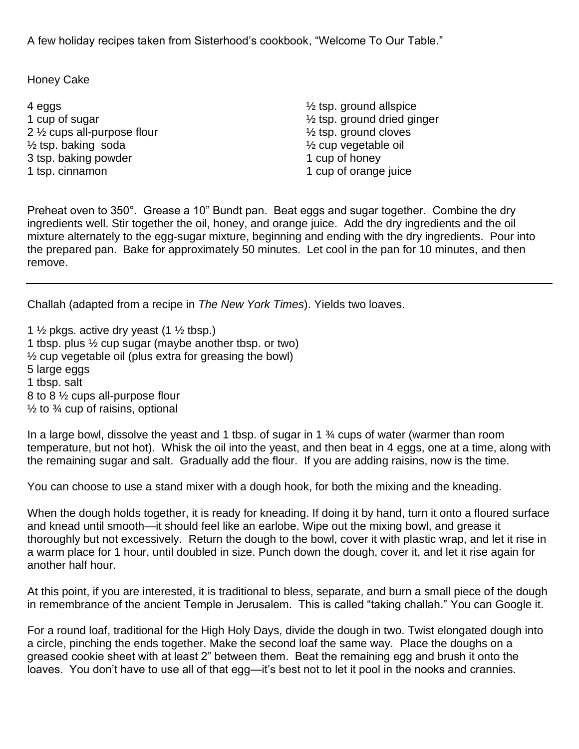A few holiday recipes taken from Sisterhood's cookbook, "Welcome To Our Table."

## Honey Cake

- 4 eggs
- 1 cup of sugar
- 2 ½ cups all-purpose flour
- ½ tsp. baking soda
- 3 tsp. baking powder
- 1 tsp. cinnamon
- ½ tsp. ground allspice
- ½ tsp. ground dried ginger
- ½ tsp. ground cloves
- ½ cup vegetable oil
- 1 cup of honey
- 1 cup of orange juice

Preheat oven to 350°. Grease a 10" Bundt pan. Beat eggs and sugar together. Combine the dry ingredients well. Stir together the oil, honey, and orange juice. Add the dry ingredients and the oil mixture alternately to the egg-sugar mixture, beginning and ending with the dry ingredients. Pour into the prepared pan. Bake for approximately 50 minutes. Let cool in the pan for 10 minutes, and then remove.

---

## Challah (adapted from a recipe in *The New York Times*). Yields two loaves.

- 1 ½ pkgs. active dry yeast (1 ½ tbsp.)
- 1 tbsp. plus ½ cup sugar (maybe another tbsp. or two)
- ½ cup vegetable oil (plus extra for greasing the bowl)
- 5 large eggs
- 1 tbsp. salt
- 8 to 8 ½ cups all-purpose flour
- ½ to ¾ cup of raisins, optional

In a large bowl, dissolve the yeast and 1 tbsp. of sugar in 1 ¾ cups of water (warmer than room temperature, but not hot). Whisk the oil into the yeast, and then beat in 4 eggs, one at a time, along with the remaining sugar and salt. Gradually add the flour. If you are adding raisins, now is the time.

You can choose to use a stand mixer with a dough hook, for both the mixing and the kneading.

When the dough holds together, it is ready for kneading. If doing it by hand, turn it onto a floured surface and knead until smooth—it should feel like an earlobe. Wipe out the mixing bowl, and grease it thoroughly but not excessively. Return the dough to the bowl, cover it with plastic wrap, and let it rise in a warm place for 1 hour, until doubled in size. Punch down the dough, cover it, and let it rise again for another half hour.

At this point, if you are interested, it is traditional to bless, separate, and burn a small piece of the dough in remembrance of the ancient Temple in Jerusalem. This is called "taking challah." You can Google it.

For a round loaf, traditional for the High Holy Days, divide the dough in two. Twist elongated dough into a circle, pinching the ends together. Make the second loaf the same way. Place the doughs on a greased cookie sheet with at least 2" between them. Beat the remaining egg and brush it onto the loaves. You don't have to use all of that egg—it's best not to let it pool in the nooks and crannies.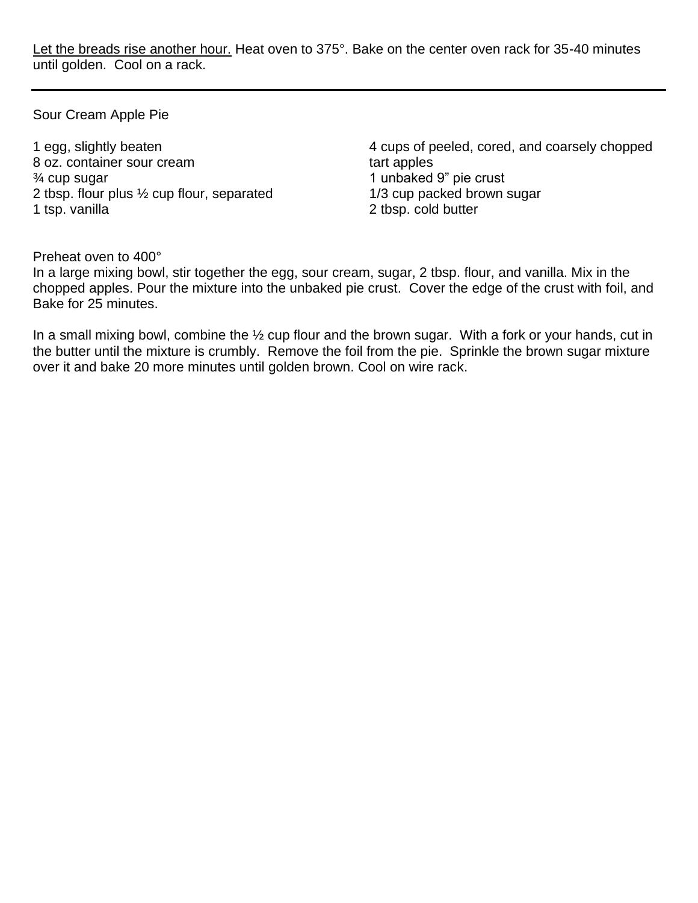<u>Let the breads rise another hour.</u> Heat oven to 375°. Bake on the center oven rack for 35-40 minutes until golden. Cool on a rack.

---

Sour Cream Apple Pie

1 egg, slightly beaten
8 oz. container sour cream
¾ cup sugar
2 tbsp. flour plus ½ cup flour, separated
1 tsp. vanilla
4 cups of peeled, cored, and coarsely chopped tart apples
1 unbaked 9” pie crust
1/3 cup packed brown sugar
2 tbsp. cold butter

Preheat oven to 400°
In a large mixing bowl, stir together the egg, sour cream, sugar, 2 tbsp. flour, and vanilla. Mix in the chopped apples. Pour the mixture into the unbaked pie crust. Cover the edge of the crust with foil, and Bake for 25 minutes.

In a small mixing bowl, combine the ½ cup flour and the brown sugar. With a fork or your hands, cut in the butter until the mixture is crumbly. Remove the foil from the pie. Sprinkle the brown sugar mixture over it and bake 20 more minutes until golden brown. Cool on wire rack.